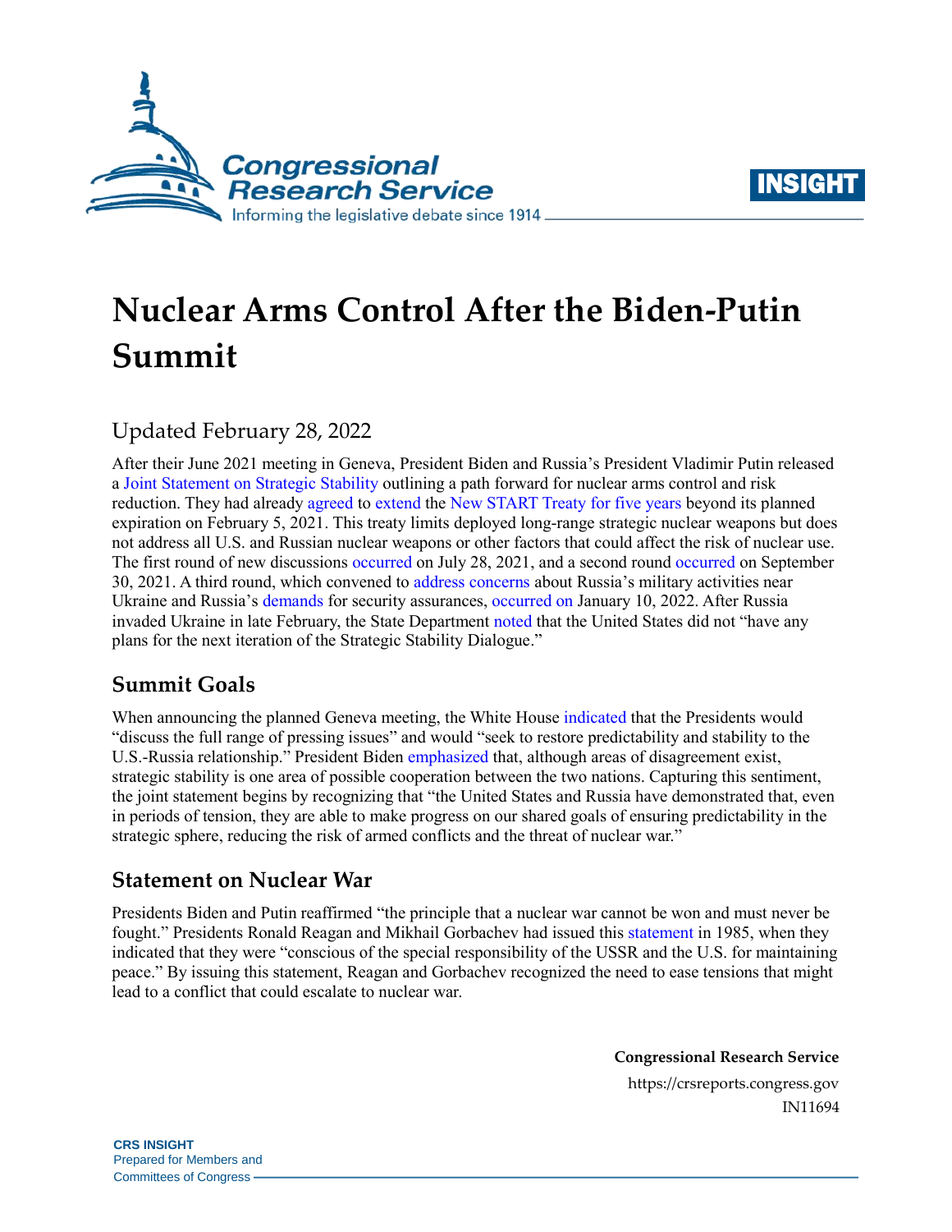# Nuclear Arms Control After the Biden-Putin Summit

Updated February 28, 2022

After their June 2021 meeting in Geneva, President Biden and Russia's President Vladimir Putin released a Joint Statement on Strategic Stability outlining a path forward for nuclear arms control and risk reduction. They had already agreed to extend the New START Treaty for five years beyond its planned expiration on February 5, 2021. This treaty limits deployed long-range strategic nuclear weapons but does not address all U.S. and Russian nuclear weapons or other factors that could affect the risk of nuclear use. The first round of new discussions occurred on July 28, 2021, and a second round occurred on September 30, 2021. A third round, which convened to address concerns about Russia's military activities near Ukraine and Russia's demands for security assurances, occurred on January 10, 2022. After Russia invaded Ukraine in late February, the State Department noted that the United States did not "have any plans for the next iteration of the Strategic Stability Dialogue."

## Summit Goals

When announcing the planned Geneva meeting, the White House indicated that the Presidents would "discuss the full range of pressing issues" and would "seek to restore predictability and stability to the U.S.-Russia relationship." President Biden emphasized that, although areas of disagreement exist, strategic stability is one area of possible cooperation between the two nations. Capturing this sentiment, the joint statement begins by recognizing that "the United States and Russia have demonstrated that, even in periods of tension, they are able to make progress on our shared goals of ensuring predictability in the strategic sphere, reducing the risk of armed conflicts and the threat of nuclear war."

## Statement on Nuclear War

Presidents Biden and Putin reaffirmed "the principle that a nuclear war cannot be won and must never be fought." Presidents Ronald Reagan and Mikhail Gorbachev had issued this statement in 1985, when they indicated that they were "conscious of the special responsibility of the USSR and the U.S. for maintaining peace." By issuing this statement, Reagan and Gorbachev recognized the need to ease tensions that might lead to a conflict that could escalate to nuclear war.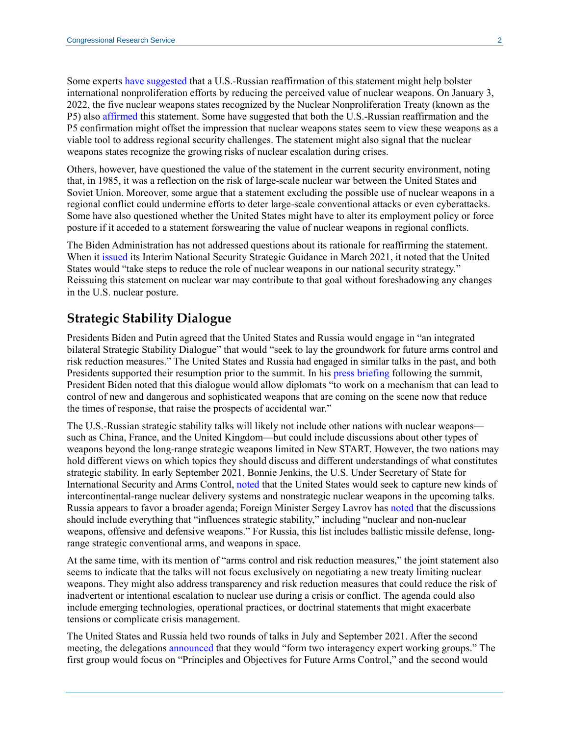Some experts have suggested that a U.S.-Russian reaffirmation of this statement might help bolster international nonproliferation efforts by reducing the perceived value of nuclear weapons. On January 3, 2022, the five nuclear weapons states recognized by the Nuclear Nonproliferation Treaty (known as the P5) also affirmed this statement. Some have suggested that both the U.S.-Russian reaffirmation and the P5 confirmation might offset the impression that nuclear weapons states seem to view these weapons as a viable tool to address regional security challenges. The statement might also signal that the nuclear weapons states recognize the growing risks of nuclear escalation during crises.

Others, however, have questioned the value of the statement in the current security environment, noting that, in 1985, it was a reflection on the risk of large-scale nuclear war between the United States and Soviet Union. Moreover, some argue that a statement excluding the possible use of nuclear weapons in a regional conflict could undermine efforts to deter large-scale conventional attacks or even cyberattacks. Some have also questioned whether the United States might have to alter its employment policy or force posture if it acceded to a statement forswearing the value of nuclear weapons in regional conflicts.

The Biden Administration has not addressed questions about its rationale for reaffirming the statement. When it issued its Interim National Security Strategic Guidance in March 2021, it noted that the United States would "take steps to reduce the role of nuclear weapons in our national security strategy." Reissuing this statement on nuclear war may contribute to that goal without foreshadowing any changes in the U.S. nuclear posture.

## Strategic Stability Dialogue

Presidents Biden and Putin agreed that the United States and Russia would engage in "an integrated bilateral Strategic Stability Dialogue" that would "seek to lay the groundwork for future arms control and risk reduction measures." The United States and Russia had engaged in similar talks in the past, and both Presidents supported their resumption prior to the summit. In his press briefing following the summit, President Biden noted that this dialogue would allow diplomats "to work on a mechanism that can lead to control of new and dangerous and sophisticated weapons that are coming on the scene now that reduce the times of response, that raise the prospects of accidental war."

The U.S.-Russian strategic stability talks will likely not include other nations with nuclear weapons—such as China, France, and the United Kingdom—but could include discussions about other types of weapons beyond the long-range strategic weapons limited in New START. However, the two nations may hold different views on which topics they should discuss and different understandings of what constitutes strategic stability. In early September 2021, Bonnie Jenkins, the U.S. Under Secretary of State for International Security and Arms Control, noted that the United States would seek to capture new kinds of intercontinental-range nuclear delivery systems and nonstrategic nuclear weapons in the upcoming talks. Russia appears to favor a broader agenda; Foreign Minister Sergey Lavrov has noted that the discussions should include everything that "influences strategic stability," including "nuclear and non-nuclear weapons, offensive and defensive weapons." For Russia, this list includes ballistic missile defense, long-range strategic conventional arms, and weapons in space.

At the same time, with its mention of "arms control and risk reduction measures," the joint statement also seems to indicate that the talks will not focus exclusively on negotiating a new treaty limiting nuclear weapons. They might also address transparency and risk reduction measures that could reduce the risk of inadvertent or intentional escalation to nuclear use during a crisis or conflict. The agenda could also include emerging technologies, operational practices, or doctrinal statements that might exacerbate tensions or complicate crisis management.

The United States and Russia held two rounds of talks in July and September 2021. After the second meeting, the delegations announced that they would "form two interagency expert working groups." The first group would focus on "Principles and Objectives for Future Arms Control," and the second would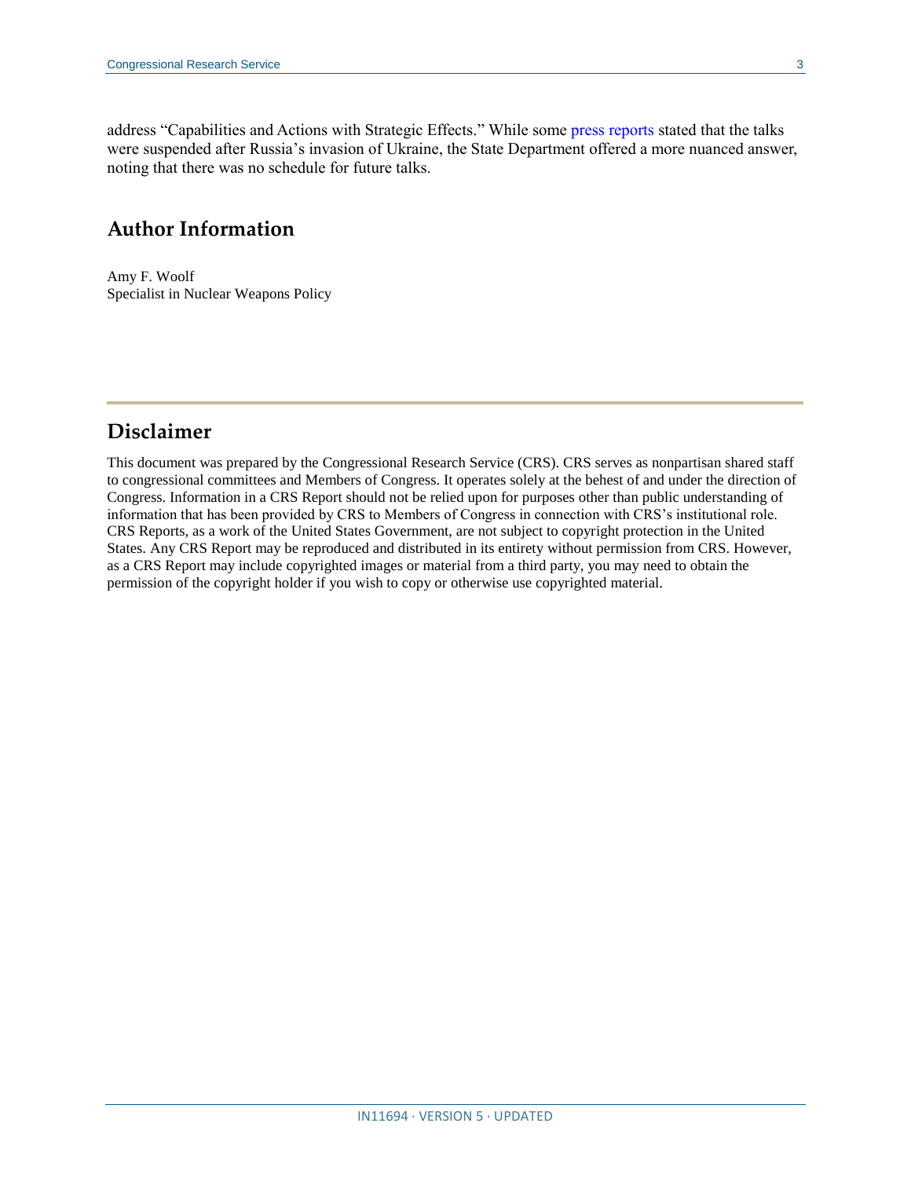address "Capabilities and Actions with Strategic Effects." While some press reports stated that the talks were suspended after Russia's invasion of Ukraine, the State Department offered a more nuanced answer, noting that there was no schedule for future talks.

## Author Information

Amy F. Woolf
Specialist in Nuclear Weapons Policy

## Disclaimer

This document was prepared by the Congressional Research Service (CRS). CRS serves as nonpartisan shared staff to congressional committees and Members of Congress. It operates solely at the behest of and under the direction of Congress. Information in a CRS Report should not be relied upon for purposes other than public understanding of information that has been provided by CRS to Members of Congress in connection with CRS's institutional role. CRS Reports, as a work of the United States Government, are not subject to copyright protection in the United States. Any CRS Report may be reproduced and distributed in its entirety without permission from CRS. However, as a CRS Report may include copyrighted images or material from a third party, you may need to obtain the permission of the copyright holder if you wish to copy or otherwise use copyrighted material.